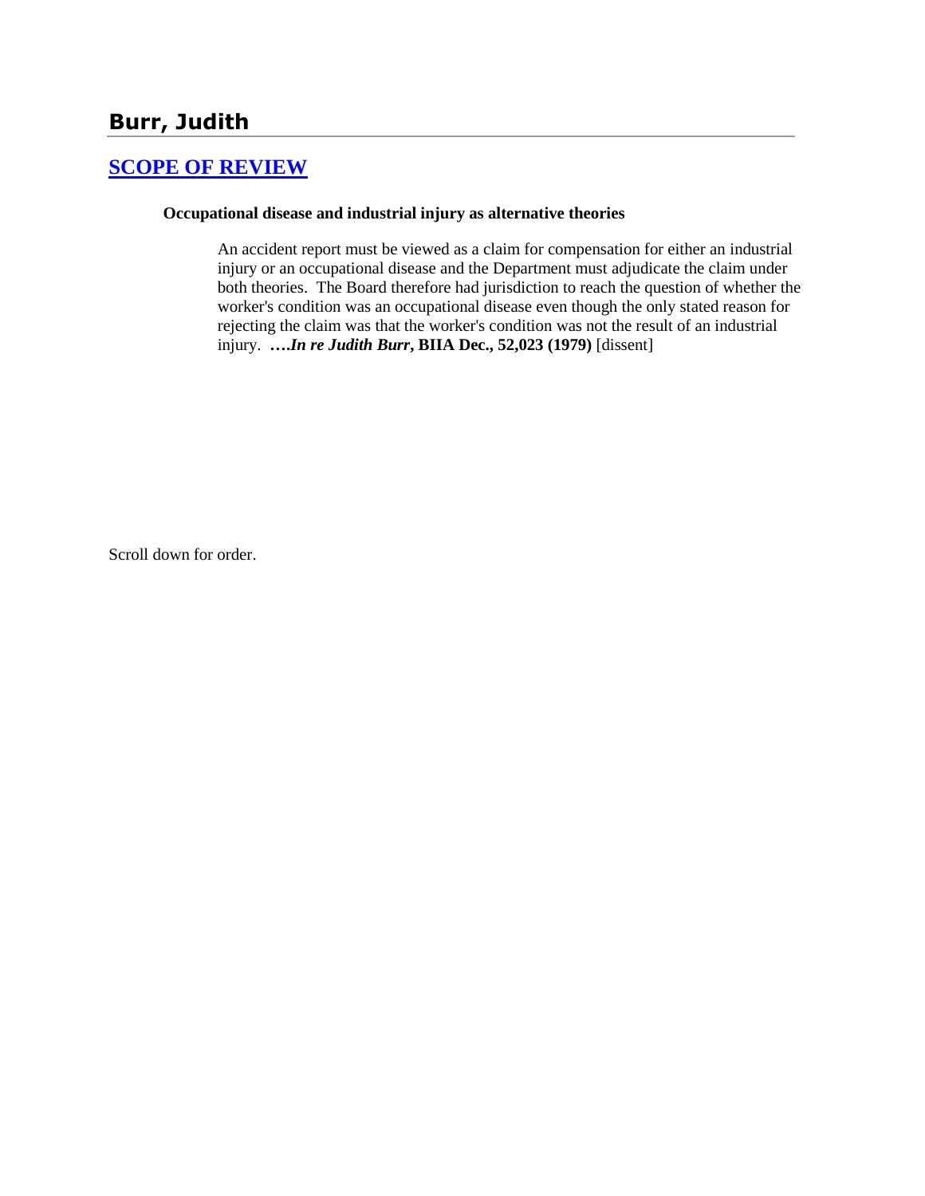# Burr, Judith

## SCOPE OF REVIEW

**Occupational disease and industrial injury as alternative theories**

> An accident report must be viewed as a claim for compensation for either an industrial injury or an occupational disease and the Department must adjudicate the claim under both theories. The Board therefore had jurisdiction to reach the question of whether the worker's condition was an occupational disease even though the only stated reason for rejecting the claim was that the worker's condition was not the result of an industrial injury. **….*In re Judith Burr*, BIIA Dec., 52,023 (1979)** [dissent]

Scroll down for order.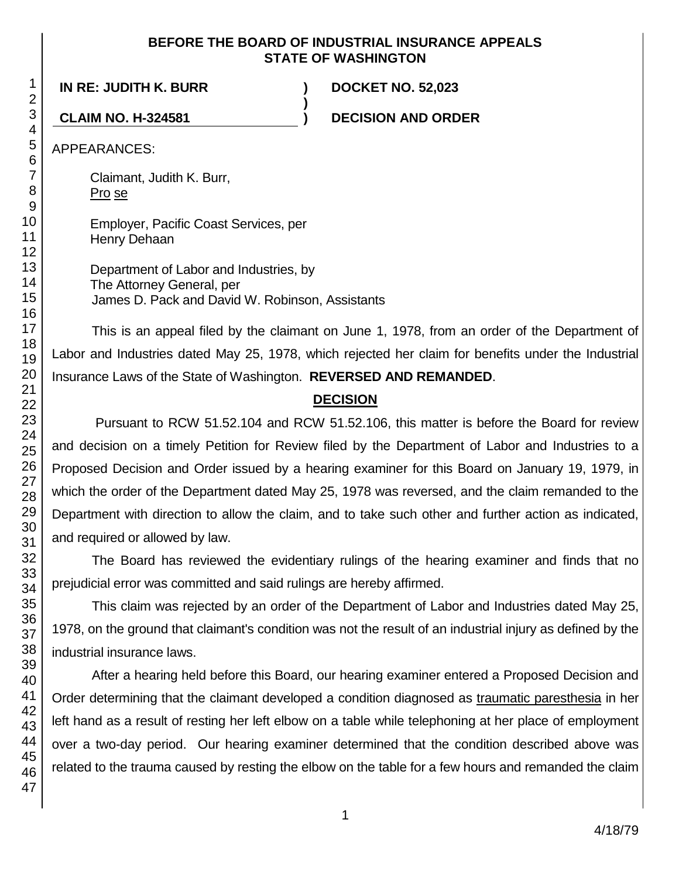**BEFORE THE BOARD OF INDUSTRIAL INSURANCE APPEALS**
**STATE OF WASHINGTON**

| | | |
|---|---|---|
| **IN RE: JUDITH K. BURR** | **)** | **DOCKET NO. 52,023** |
| | **)** | |
| **CLAIM NO. H-324581** | **)** | **DECISION AND ORDER** |

APPEARANCES:

Claimant, Judith K. Burr,
Pro se

Employer, Pacific Coast Services, per
Henry Dehaan

Department of Labor and Industries, by
The Attorney General, per
James D. Pack and David W. Robinson, Assistants

This is an appeal filed by the claimant on June 1, 1978, from an order of the Department of Labor and Industries dated May 25, 1978, which rejected her claim for benefits under the Industrial Insurance Laws of the State of Washington. **REVERSED AND REMANDED**.

## DECISION

Pursuant to RCW 51.52.104 and RCW 51.52.106, this matter is before the Board for review and decision on a timely Petition for Review filed by the Department of Labor and Industries to a Proposed Decision and Order issued by a hearing examiner for this Board on January 19, 1979, in which the order of the Department dated May 25, 1978 was reversed, and the claim remanded to the Department with direction to allow the claim, and to take such other and further action as indicated, and required or allowed by law.

The Board has reviewed the evidentiary rulings of the hearing examiner and finds that no prejudicial error was committed and said rulings are hereby affirmed.

This claim was rejected by an order of the Department of Labor and Industries dated May 25, 1978, on the ground that claimant's condition was not the result of an industrial injury as defined by the industrial insurance laws.

After a hearing held before this Board, our hearing examiner entered a Proposed Decision and Order determining that the claimant developed a condition diagnosed as traumatic paresthesia in her left hand as a result of resting her left elbow on a table while telephoning at her place of employment over a two-day period. Our hearing examiner determined that the condition described above was related to the trauma caused by resting the elbow on the table for a few hours and remanded the claim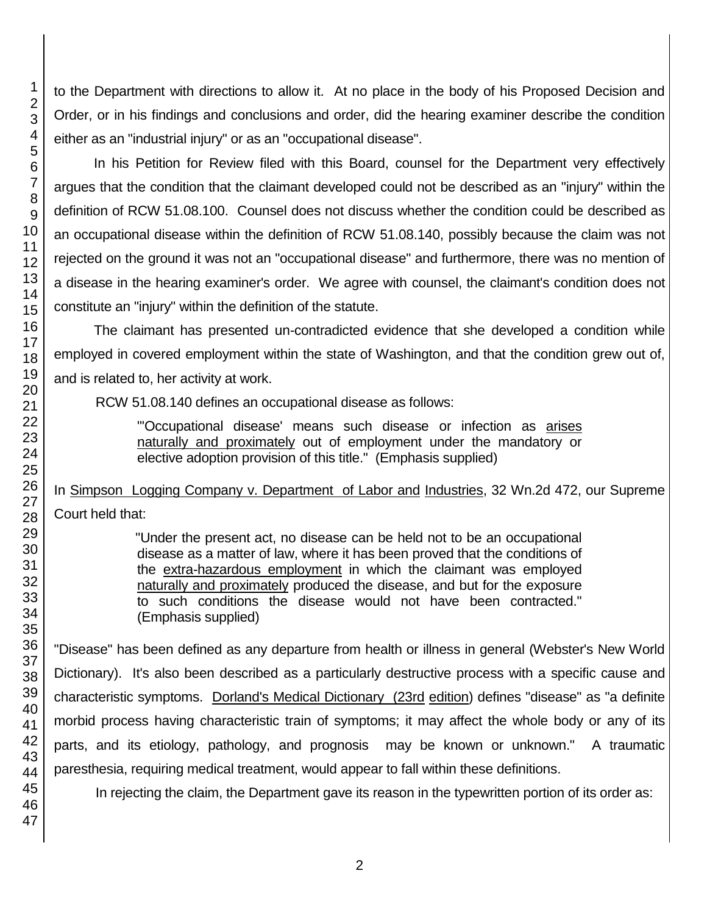to the Department with directions to allow it. At no place in the body of his Proposed Decision and Order, or in his findings and conclusions and order, did the hearing examiner describe the condition either as an "industrial injury" or as an "occupational disease".

In his Petition for Review filed with this Board, counsel for the Department very effectively argues that the condition that the claimant developed could not be described as an "injury" within the definition of RCW 51.08.100. Counsel does not discuss whether the condition could be described as an occupational disease within the definition of RCW 51.08.140, possibly because the claim was not rejected on the ground it was not an "occupational disease" and furthermore, there was no mention of a disease in the hearing examiner's order. We agree with counsel, the claimant's condition does not constitute an "injury" within the definition of the statute.

The claimant has presented un-contradicted evidence that she developed a condition while employed in covered employment within the state of Washington, and that the condition grew out of, and is related to, her activity at work.

RCW 51.08.140 defines an occupational disease as follows:

> "'Occupational disease' means such disease or infection as <u>arises naturally and proximately</u> out of employment under the mandatory or elective adoption provision of this title." (Emphasis supplied)

In <u>Simpson Logging Company v. Department of Labor and Industries</u>, 32 Wn.2d 472, our Supreme Court held that:

> "Under the present act, no disease can be held not to be an occupational disease as a matter of law, where it has been proved that the conditions of the <u>extra-hazardous employment</u> in which the claimant was employed <u>naturally and proximately</u> produced the disease, and but for the exposure to such conditions the disease would not have been contracted." (Emphasis supplied)

"Disease" has been defined as any departure from health or illness in general (Webster's New World Dictionary). It's also been described as a particularly destructive process with a specific cause and characteristic symptoms. <u>Dorland's Medical Dictionary (23rd edition</u>) defines "disease" as "a definite morbid process having characteristic train of symptoms; it may affect the whole body or any of its parts, and its etiology, pathology, and prognosis may be known or unknown." A traumatic paresthesia, requiring medical treatment, would appear to fall within these definitions.

In rejecting the claim, the Department gave its reason in the typewritten portion of its order as: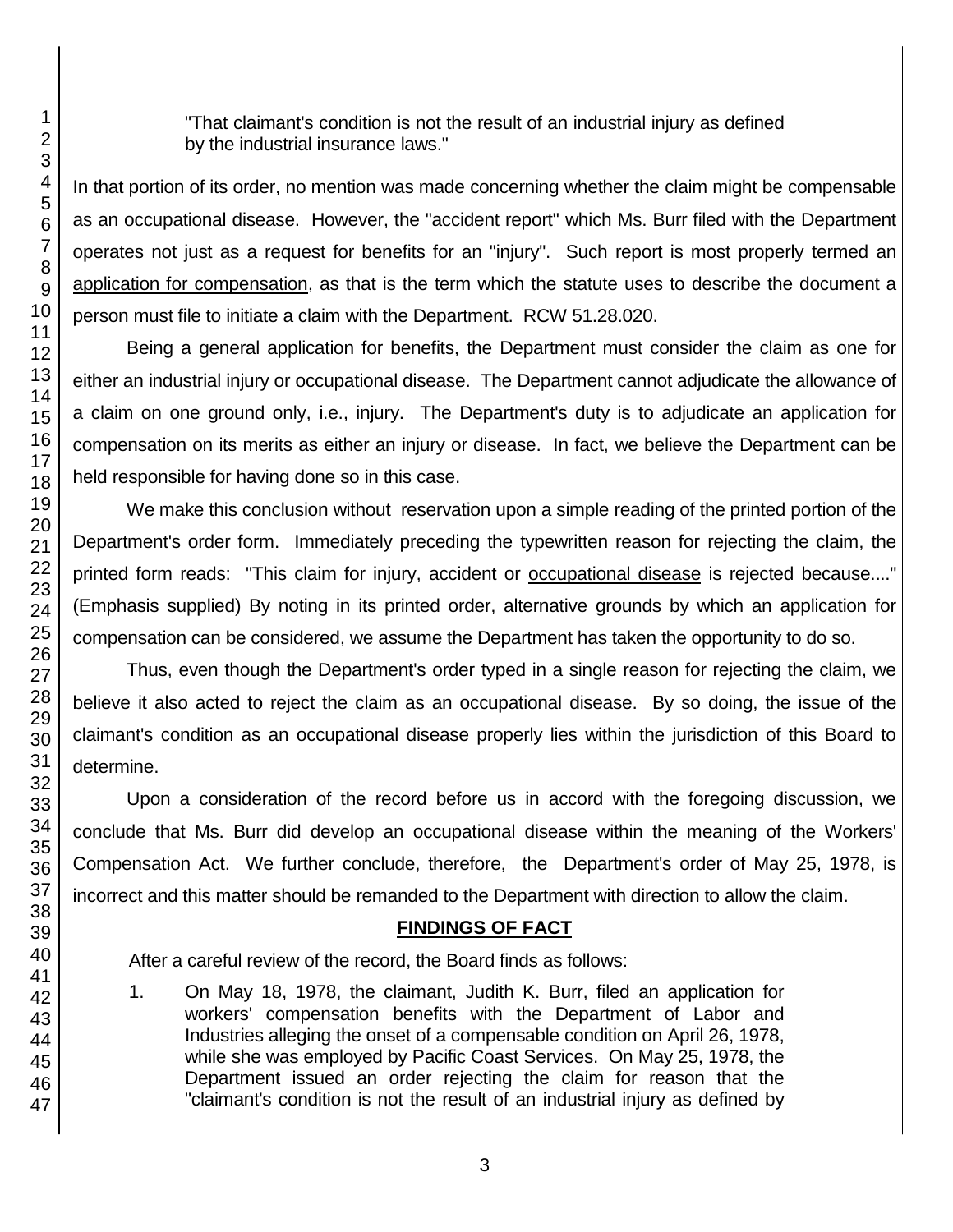> "That claimant's condition is not the result of an industrial injury as defined by the industrial insurance laws."

In that portion of its order, no mention was made concerning whether the claim might be compensable as an occupational disease. However, the "accident report" which Ms. Burr filed with the Department operates not just as a request for benefits for an "injury". Such report is most properly termed an application for compensation, as that is the term which the statute uses to describe the document a person must file to initiate a claim with the Department. RCW 51.28.020.

Being a general application for benefits, the Department must consider the claim as one for either an industrial injury or occupational disease. The Department cannot adjudicate the allowance of a claim on one ground only, i.e., injury. The Department's duty is to adjudicate an application for compensation on its merits as either an injury or disease. In fact, we believe the Department can be held responsible for having done so in this case.

We make this conclusion without reservation upon a simple reading of the printed portion of the Department's order form. Immediately preceding the typewritten reason for rejecting the claim, the printed form reads: "This claim for injury, accident or occupational disease is rejected because...." (Emphasis supplied) By noting in its printed order, alternative grounds by which an application for compensation can be considered, we assume the Department has taken the opportunity to do so.

Thus, even though the Department's order typed in a single reason for rejecting the claim, we believe it also acted to reject the claim as an occupational disease. By so doing, the issue of the claimant's condition as an occupational disease properly lies within the jurisdiction of this Board to determine.

Upon a consideration of the record before us in accord with the foregoing discussion, we conclude that Ms. Burr did develop an occupational disease within the meaning of the Workers' Compensation Act. We further conclude, therefore, the Department's order of May 25, 1978, is incorrect and this matter should be remanded to the Department with direction to allow the claim.

## FINDINGS OF FACT

After a careful review of the record, the Board finds as follows:

1. On May 18, 1978, the claimant, Judith K. Burr, filed an application for workers' compensation benefits with the Department of Labor and Industries alleging the onset of a compensable condition on April 26, 1978, while she was employed by Pacific Coast Services. On May 25, 1978, the Department issued an order rejecting the claim for reason that the "claimant's condition is not the result of an industrial injury as defined by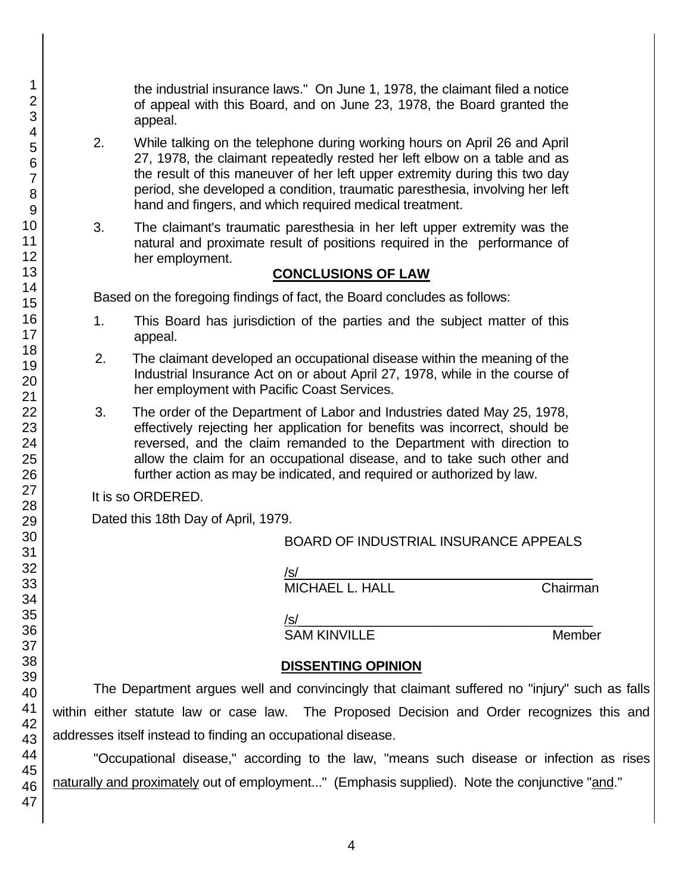the industrial insurance laws." On June 1, 1978, the claimant filed a notice of appeal with this Board, and on June 23, 1978, the Board granted the appeal.

2. While talking on the telephone during working hours on April 26 and April 27, 1978, the claimant repeatedly rested her left elbow on a table and as the result of this maneuver of her left upper extremity during this two day period, she developed a condition, traumatic paresthesia, involving her left hand and fingers, and which required medical treatment.

3. The claimant's traumatic paresthesia in her left upper extremity was the natural and proximate result of positions required in the performance of her employment.

## CONCLUSIONS OF LAW

Based on the foregoing findings of fact, the Board concludes as follows:

1. This Board has jurisdiction of the parties and the subject matter of this appeal.

2. The claimant developed an occupational disease within the meaning of the Industrial Insurance Act on or about April 27, 1978, while in the course of her employment with Pacific Coast Services.

3. The order of the Department of Labor and Industries dated May 25, 1978, effectively rejecting her application for benefits was incorrect, should be reversed, and the claim remanded to the Department with direction to allow the claim for an occupational disease, and to take such other and further action as may be indicated, and required or authorized by law.

It is so ORDERED.

Dated this 18th Day of April, 1979.

BOARD OF INDUSTRIAL INSURANCE APPEALS

/s/
MICHAEL L. HALL Chairman

/s/
SAM KINVILLE Member

## DISSENTING OPINION

The Department argues well and convincingly that claimant suffered no "injury" such as falls within either statute law or case law. The Proposed Decision and Order recognizes this and addresses itself instead to finding an occupational disease.

"Occupational disease," according to the law, "means such disease or infection as rises naturally and proximately out of employment..." (Emphasis supplied). Note the conjunctive "and."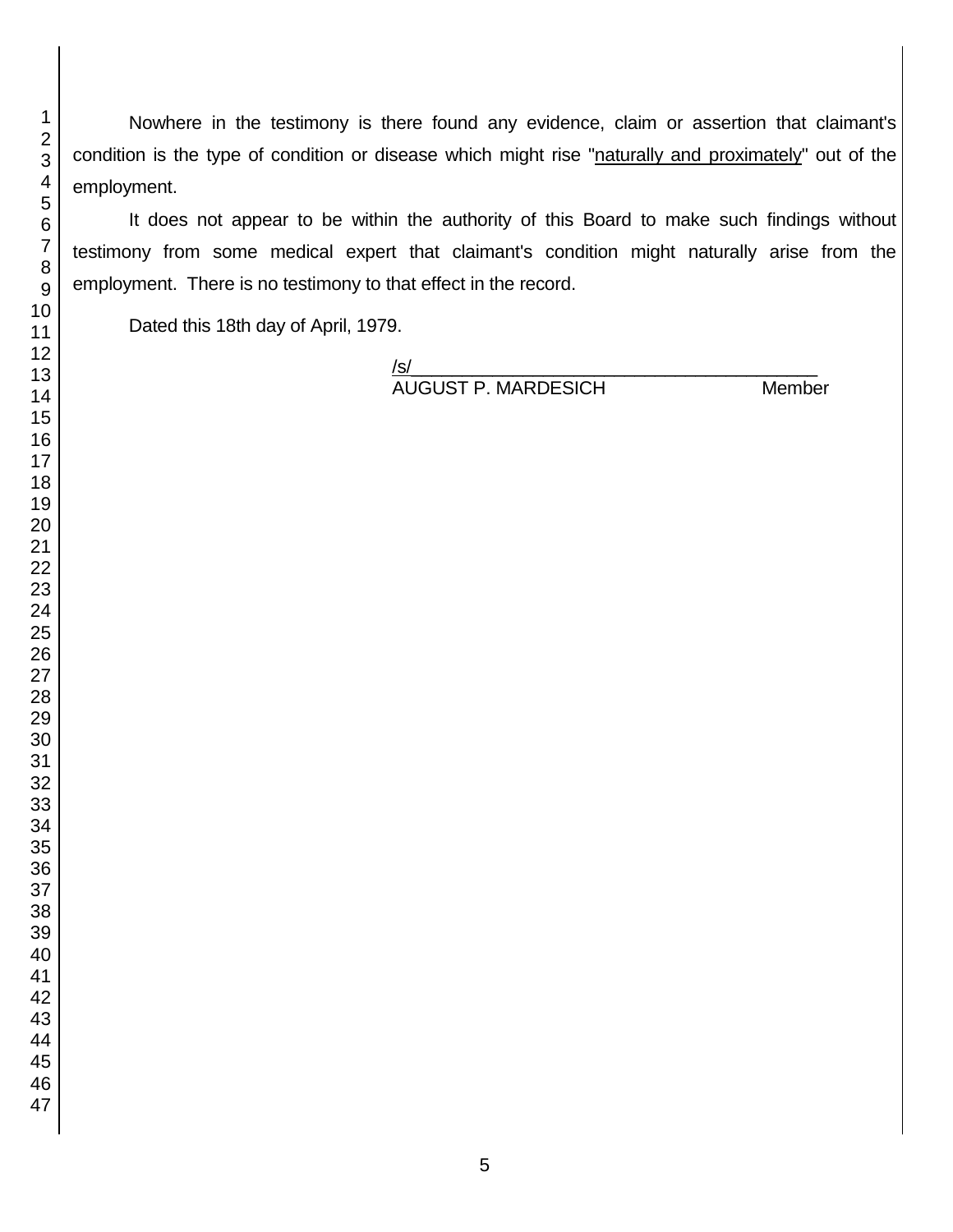Nowhere in the testimony is there found any evidence, claim or assertion that claimant's condition is the type of condition or disease which might rise "naturally and proximately" out of the employment.

It does not appear to be within the authority of this Board to make such findings without testimony from some medical expert that claimant's condition might naturally arise from the employment. There is no testimony to that effect in the record.

Dated this 18th day of April, 1979.

/s/_________________________________________
AUGUST P. MARDESICH                                        Member